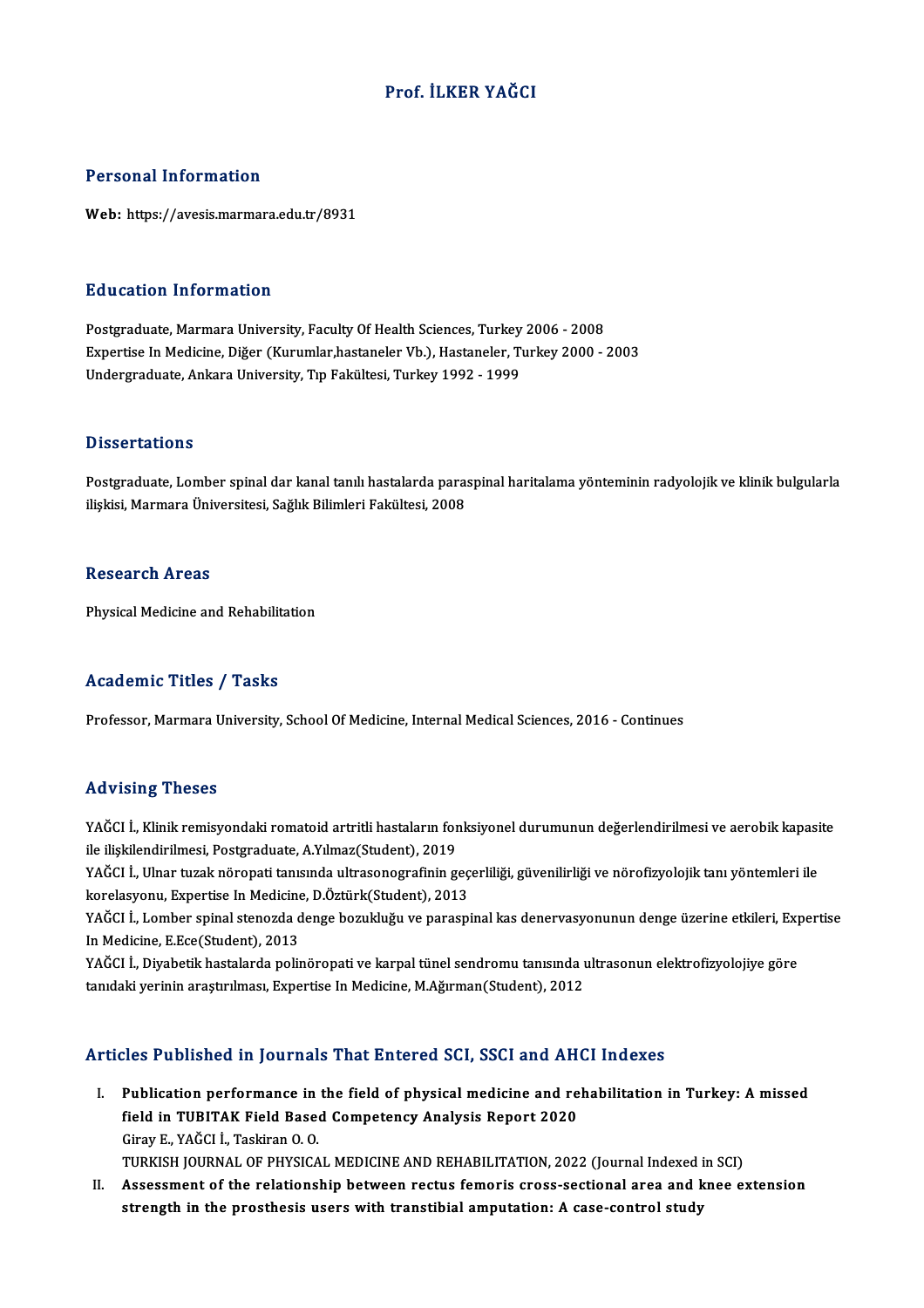# Prof. İLKER YAĞCI

## Personal Information

**Web:** https://avesis.marmara.edu.tr/8931

## Education Information

Postgraduate, Marmara University, Faculty Of Health Sciences, Turkey 2006 - 2008
Expertise In Medicine, Diğer (Kurumlar,hastaneler Vb.), Hastaneler, Turkey 2000 - 2003
Undergraduate, Ankara University, Tıp Fakültesi, Turkey 1992 - 1999

## Dissertations

Postgraduate, Lomber spinal dar kanal tanılı hastalarda paraspinal haritalama yönteminin radyolojik ve klinik bulgularla ilişkisi, Marmara Üniversitesi, Sağlık Bilimleri Fakültesi, 2008

## Research Areas

Physical Medicine and Rehabilitation

## Academic Titles / Tasks

Professor, Marmara University, School Of Medicine, Internal Medical Sciences, 2016 - Continues

## Advising Theses

YAĞCI İ., Klinik remisyondaki romatoid artritli hastaların fonksiyonel durumunun değerlendirilmesi ve aerobik kapasite ile ilişkilendirilmesi, Postgraduate, A.Yılmaz(Student), 2019
YAĞCI İ., Ulnar tuzak nöropati tanısında ultrasonografinin geçerliliği, güvenilirliği ve nörofizyolojik tanı yöntemleri ile korelasyonu, Expertise In Medicine, D.Öztürk(Student), 2013
YAĞCI İ., Lomber spinal stenozda denge bozukluğu ve paraspinal kas denervasyonunun denge üzerine etkileri, Expertise In Medicine, E.Ece(Student), 2013
YAĞCI İ., Diyabetik hastalarda polinöropati ve karpal tünel sendromu tanısında ultrasonun elektrofizyolojiye göre tanıdaki yerinin araştırılması, Expertise In Medicine, M.Ağırman(Student), 2012

## Articles Published in Journals That Entered SCI, SSCI and AHCI Indexes

I. **Publication performance in the field of physical medicine and rehabilitation in Turkey: A missed field in TUBITAK Field Based Competency Analysis Report 2020**
   Giray E., YAĞCI İ., Taskiran O. O.
   TURKISH JOURNAL OF PHYSICAL MEDICINE AND REHABILITATION, 2022 (Journal Indexed in SCI)
II. **Assessment of the relationship between rectus femoris cross-sectional area and knee extension strength in the prosthesis users with transtibial amputation: A case-control study**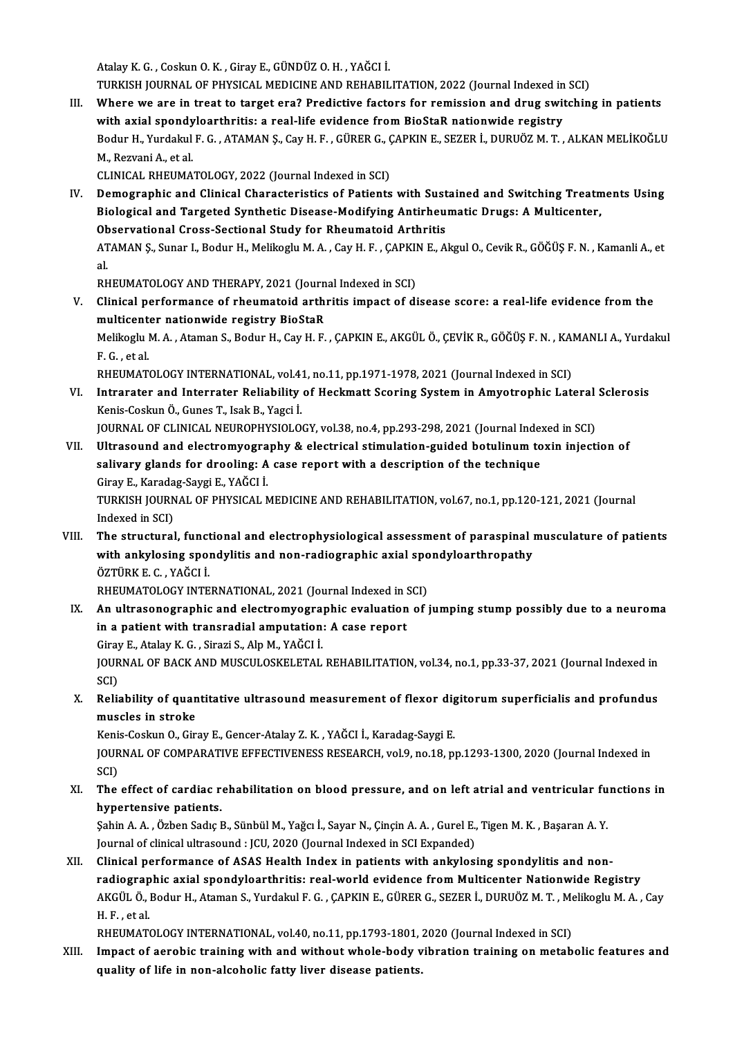Atalay K. G. , Coskun O. K. , Giray E., GÜNDÜZ O. H. , YAĞCI İ.
TURKISH JOURNAL OF PHYSICAL MEDICINE AND REHABILITATION, 2022 (Journal Indexed in SCI)

III. **Where we are in treat to target era? Predictive factors for remission and drug switching in patients with axial spondyloarthritis: a real-life evidence from BioStaR nationwide registry**
Bodur H., Yurdakul F. G. , ATAMAN Ş., Cay H. F. , GÜRER G., ÇAPKIN E., SEZER İ., DURUÖZ M. T. , ALKAN MELİKOĞLU M., Rezvani A., et al.
CLINICAL RHEUMATOLOGY, 2022 (Journal Indexed in SCI)

IV. **Demographic and Clinical Characteristics of Patients with Sustained and Switching Treatments Using Biological and Targeted Synthetic Disease-Modifying Antirheumatic Drugs: A Multicenter, Observational Cross-Sectional Study for Rheumatoid Arthritis**
ATAMAN Ş., Sunar I., Bodur H., Melikoglu M. A. , Cay H. F. , ÇAPKIN E., Akgul O., Cevik R., GÖĞÜŞ F. N. , Kamanli A., et al.
RHEUMATOLOGY AND THERAPY, 2021 (Journal Indexed in SCI)

V. **Clinical performance of rheumatoid arthritis impact of disease score: a real-life evidence from the multicenter nationwide registry BioStaR**
Melikoglu M. A. , Ataman S., Bodur H., Cay H. F. , ÇAPKIN E., AKGÜL Ö., ÇEVİK R., GÖĞÜŞ F. N. , KAMANLI A., Yurdakul F. G. , et al.
RHEUMATOLOGY INTERNATIONAL, vol.41, no.11, pp.1971-1978, 2021 (Journal Indexed in SCI)

VI. **Intrarater and Interrater Reliability of Heckmatt Scoring System in Amyotrophic Lateral Sclerosis**
Kenis-Coskun Ö., Gunes T., Isak B., Yagci İ.
JOURNAL OF CLINICAL NEUROPHYSIOLOGY, vol.38, no.4, pp.293-298, 2021 (Journal Indexed in SCI)

VII. **Ultrasound and electromyography & electrical stimulation-guided botulinum toxin injection of salivary glands for drooling: A case report with a description of the technique**
Giray E., Karadag-Saygi E., YAĞCI İ.
TURKISH JOURNAL OF PHYSICAL MEDICINE AND REHABILITATION, vol.67, no.1, pp.120-121, 2021 (Journal Indexed in SCI)

VIII. **The structural, functional and electrophysiological assessment of paraspinal musculature of patients with ankylosing spondylitis and non-radiographic axial spondyloarthropathy**
ÖZTÜRK E. C. , YAĞCI İ.
RHEUMATOLOGY INTERNATIONAL, 2021 (Journal Indexed in SCI)

IX. **An ultrasonographic and electromyographic evaluation of jumping stump possibly due to a neuroma in a patient with transradial amputation: A case report**
Giray E., Atalay K. G. , Sirazi S., Alp M., YAĞCI İ.
JOURNAL OF BACK AND MUSCULOSKELETAL REHABILITATION, vol.34, no.1, pp.33-37, 2021 (Journal Indexed in SCI)

X. **Reliability of quantitative ultrasound measurement of flexor digitorum superficialis and profundus muscles in stroke**
Kenis-Coskun O., Giray E., Gencer-Atalay Z. K. , YAĞCI İ., Karadag-Saygi E.
JOURNAL OF COMPARATIVE EFFECTIVENESS RESEARCH, vol.9, no.18, pp.1293-1300, 2020 (Journal Indexed in SCI)

XI. **The effect of cardiac rehabilitation on blood pressure, and on left atrial and ventricular functions in hypertensive patients.**
Şahin A. A. , Özben Sadıç B., Sünbül M., Yağcı İ., Sayar N., Çinçin A. A. , Gurel E., Tigen M. K. , Başaran A. Y.
Journal of clinical ultrasound : JCU, 2020 (Journal Indexed in SCI Expanded)

XII. **Clinical performance of ASAS Health Index in patients with ankylosing spondylitis and non-radiographic axial spondyloarthritis: real-world evidence from Multicenter Nationwide Registry**
AKGÜL Ö., Bodur H., Ataman S., Yurdakul F. G. , ÇAPKIN E., GÜRER G., SEZER İ., DURUÖZ M. T. , Melikoglu M. A. , Cay H. F. , et al.
RHEUMATOLOGY INTERNATIONAL, vol.40, no.11, pp.1793-1801, 2020 (Journal Indexed in SCI)

XIII. **Impact of aerobic training with and without whole-body vibration training on metabolic features and quality of life in non-alcoholic fatty liver disease patients.**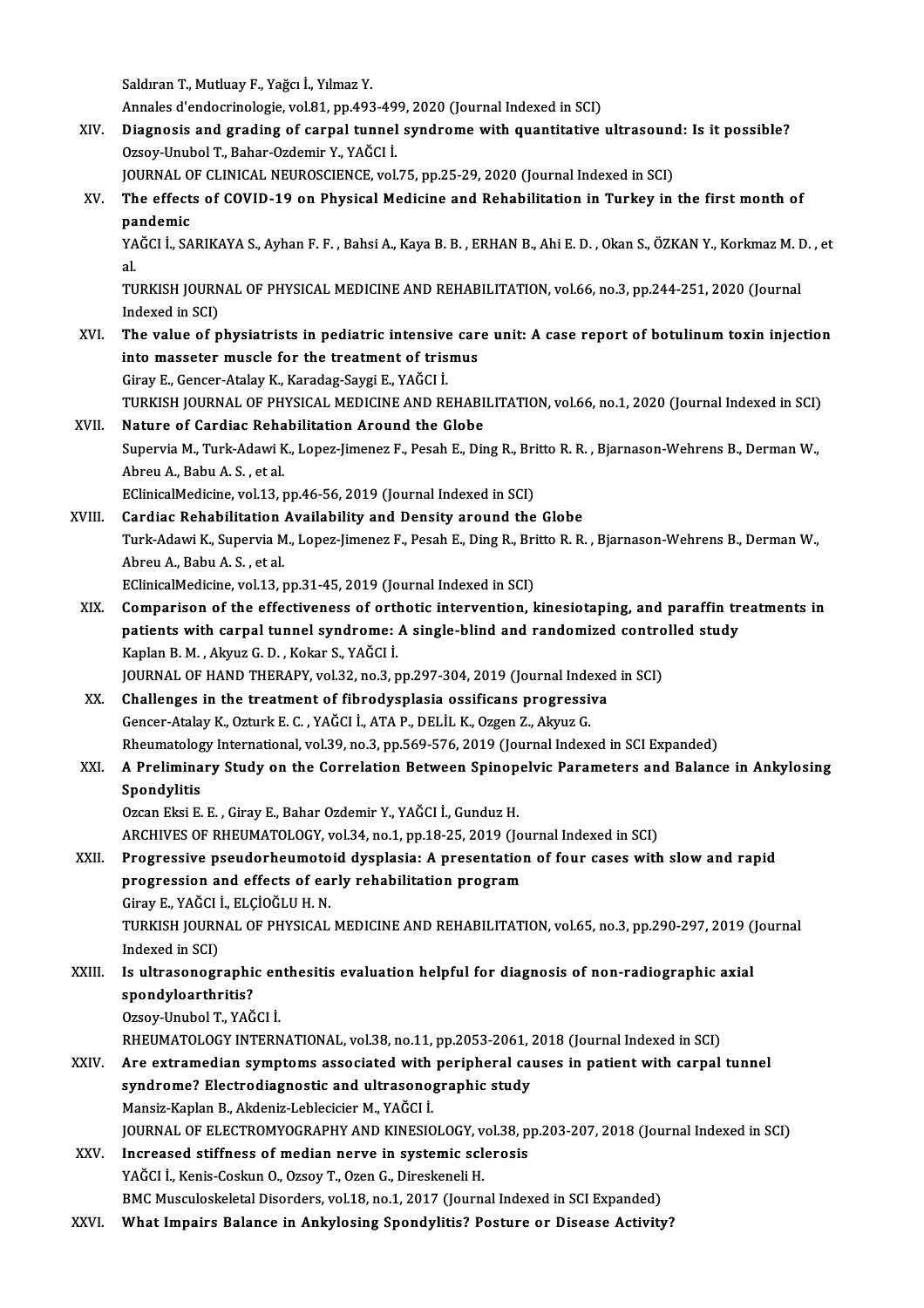Saldıran T., Mutluay F., Yağcı İ., Yılmaz Y.
Annales d'endocrinologie, vol.81, pp.493-499, 2020 (Journal Indexed in SCI)

XIV. **Diagnosis and grading of carpal tunnel syndrome with quantitative ultrasound: Is it possible?**
Ozsoy-Unubol T., Bahar-Ozdemir Y., YAĞCI İ.
JOURNAL OF CLINICAL NEUROSCIENCE, vol.75, pp.25-29, 2020 (Journal Indexed in SCI)

XV. **The effects of COVID-19 on Physical Medicine and Rehabilitation in Turkey in the first month of pandemic**
YAĞCI İ., SARIKAYA S., Ayhan F. F. , Bahsi A., Kaya B. B. , ERHAN B., Ahi E. D. , Okan S., ÖZKAN Y., Korkmaz M. D. , et al.
TURKISH JOURNAL OF PHYSICAL MEDICINE AND REHABILITATION, vol.66, no.3, pp.244-251, 2020 (Journal Indexed in SCI)

XVI. **The value of physiatrists in pediatric intensive care unit: A case report of botulinum toxin injection into masseter muscle for the treatment of trismus**
Giray E., Gencer-Atalay K., Karadag-Saygi E., YAĞCI İ.
TURKISH JOURNAL OF PHYSICAL MEDICINE AND REHABILITATION, vol.66, no.1, 2020 (Journal Indexed in SCI)

XVII. **Nature of Cardiac Rehabilitation Around the Globe**
Supervia M., Turk-Adawi K., Lopez-Jimenez F., Pesah E., Ding R., Britto R. R. , Bjarnason-Wehrens B., Derman W., Abreu A., Babu A. S. , et al.
EClinicalMedicine, vol.13, pp.46-56, 2019 (Journal Indexed in SCI)

XVIII. **Cardiac Rehabilitation Availability and Density around the Globe**
Turk-Adawi K., Supervia M., Lopez-Jimenez F., Pesah E., Ding R., Britto R. R. , Bjarnason-Wehrens B., Derman W., Abreu A., Babu A. S. , et al.
EClinicalMedicine, vol.13, pp.31-45, 2019 (Journal Indexed in SCI)

XIX. **Comparison of the effectiveness of orthotic intervention, kinesiotaping, and paraffin treatments in patients with carpal tunnel syndrome: A single-blind and randomized controlled study**
Kaplan B. M. , Akyuz G. D. , Kokar S., YAĞCI İ.
JOURNAL OF HAND THERAPY, vol.32, no.3, pp.297-304, 2019 (Journal Indexed in SCI)

XX. **Challenges in the treatment of fibrodysplasia ossificans progressiva**
Gencer-Atalay K., Ozturk E. C. , YAĞCI İ., ATA P., DELİL K., Ozgen Z., Akyuz G.
Rheumatology International, vol.39, no.3, pp.569-576, 2019 (Journal Indexed in SCI Expanded)

XXI. **A Preliminary Study on the Correlation Between Spinopelvic Parameters and Balance in Ankylosing Spondylitis**
Ozcan Eksi E. E. , Giray E., Bahar Ozdemir Y., YAĞCI İ., Gunduz H.
ARCHIVES OF RHEUMATOLOGY, vol.34, no.1, pp.18-25, 2019 (Journal Indexed in SCI)

XXII. **Progressive pseudorheumotoid dysplasia: A presentation of four cases with slow and rapid progression and effects of early rehabilitation program**
Giray E., YAĞCI İ., ELÇİOĞLU H. N.
TURKISH JOURNAL OF PHYSICAL MEDICINE AND REHABILITATION, vol.65, no.3, pp.290-297, 2019 (Journal Indexed in SCI)

XXIII. **Is ultrasonographic enthesitis evaluation helpful for diagnosis of non-radiographic axial spondyloarthritis?**
Ozsoy-Unubol T., YAĞCI İ.
RHEUMATOLOGY INTERNATIONAL, vol.38, no.11, pp.2053-2061, 2018 (Journal Indexed in SCI)

XXIV. **Are extramedian symptoms associated with peripheral causes in patient with carpal tunnel syndrome? Electrodiagnostic and ultrasonographic study**
Mansiz-Kaplan B., Akdeniz-Leblecicier M., YAĞCI İ.
JOURNAL OF ELECTROMYOGRAPHY AND KINESIOLOGY, vol.38, pp.203-207, 2018 (Journal Indexed in SCI)

XXV. **Increased stiffness of median nerve in systemic sclerosis**
YAĞCI İ., Kenis-Coskun O., Ozsoy T., Ozen G., Direskeneli H.
BMC Musculoskeletal Disorders, vol.18, no.1, 2017 (Journal Indexed in SCI Expanded)

XXVI. **What Impairs Balance in Ankylosing Spondylitis? Posture or Disease Activity?**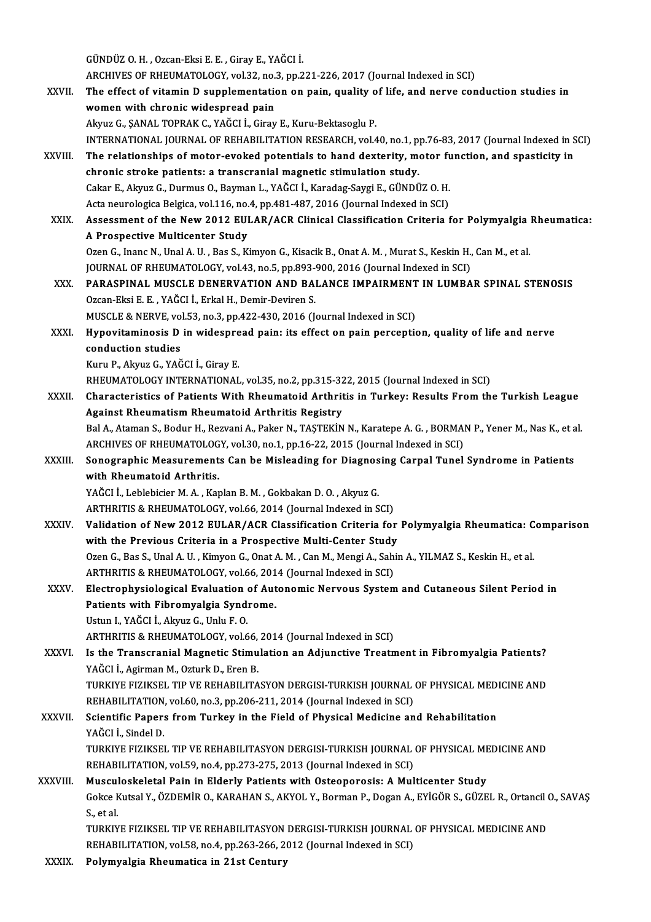GÜNDÜZ O. H. , Ozcan-Eksi E. E. , Giray E., YAĞCI İ.
ARCHIVES OF RHEUMATOLOGY, vol.32, no.3, pp.221-226, 2017 (Journal Indexed in SCI)

XXVII. **The effect of vitamin D supplementation on pain, quality of life, and nerve conduction studies in women with chronic widespread pain**
Akyuz G., ŞANAL TOPRAK C., YAĞCI İ., Giray E., Kuru-Bektasoglu P.
INTERNATIONAL JOURNAL OF REHABILITATION RESEARCH, vol.40, no.1, pp.76-83, 2017 (Journal Indexed in SCI)

XXVIII. **The relationships of motor-evoked potentials to hand dexterity, motor function, and spasticity in chronic stroke patients: a transcranial magnetic stimulation study.**
Cakar E., Akyuz G., Durmus O., Bayman L., YAĞCI İ., Karadag-Saygi E., GÜNDÜZ O. H.
Acta neurologica Belgica, vol.116, no.4, pp.481-487, 2016 (Journal Indexed in SCI)

XXIX. **Assessment of the New 2012 EULAR/ACR Clinical Classification Criteria for Polymyalgia Rheumatica: A Prospective Multicenter Study**
Ozen G., Inanc N., Unal A. U. , Bas S., Kimyon G., Kisacik B., Onat A. M. , Murat S., Keskin H., Can M., et al.
JOURNAL OF RHEUMATOLOGY, vol.43, no.5, pp.893-900, 2016 (Journal Indexed in SCI)

XXX. **PARASPINAL MUSCLE DENERVATION AND BALANCE IMPAIRMENT IN LUMBAR SPINAL STENOSIS**
Ozcan-Eksi E. E. , YAĞCI İ., Erkal H., Demir-Deviren S.
MUSCLE & NERVE, vol.53, no.3, pp.422-430, 2016 (Journal Indexed in SCI)

XXXI. **Hypovitaminosis D in widespread pain: its effect on pain perception, quality of life and nerve conduction studies**
Kuru P., Akyuz G., YAĞCI İ., Giray E.
RHEUMATOLOGY INTERNATIONAL, vol.35, no.2, pp.315-322, 2015 (Journal Indexed in SCI)

XXXII. **Characteristics of Patients With Rheumatoid Arthritis in Turkey: Results From the Turkish League Against Rheumatism Rheumatoid Arthritis Registry**
Bal A., Ataman S., Bodur H., Rezvani A., Paker N., TAŞTEKİN N., Karatepe A. G. , BORMAN P., Yener M., Nas K., et al.
ARCHIVES OF RHEUMATOLOGY, vol.30, no.1, pp.16-22, 2015 (Journal Indexed in SCI)

XXXIII. **Sonographic Measurements Can be Misleading for Diagnosing Carpal Tunel Syndrome in Patients with Rheumatoid Arthritis.**
YAĞCI İ., Leblebicier M. A. , Kaplan B. M. , Gokbakan D. O. , Akyuz G.
ARTHRITIS & RHEUMATOLOGY, vol.66, 2014 (Journal Indexed in SCI)

XXXIV. **Validation of New 2012 EULAR/ACR Classification Criteria for Polymyalgia Rheumatica: Comparison with the Previous Criteria in a Prospective Multi-Center Study**
Ozen G., Bas S., Unal A. U. , Kimyon G., Onat A. M. , Can M., Mengi A., Sahin A., YILMAZ S., Keskin H., et al.
ARTHRITIS & RHEUMATOLOGY, vol.66, 2014 (Journal Indexed in SCI)

XXXV. **Electrophysiological Evaluation of Autonomic Nervous System and Cutaneous Silent Period in Patients with Fibromyalgia Syndrome.**
Ustun I., YAĞCI İ., Akyuz G., Unlu F. O.
ARTHRITIS & RHEUMATOLOGY, vol.66, 2014 (Journal Indexed in SCI)

XXXVI. **Is the Transcranial Magnetic Stimulation an Adjunctive Treatment in Fibromyalgia Patients?**
YAĞCI İ., Agirman M., Ozturk D., Eren B.
TURKIYE FIZIKSEL TIP VE REHABILITASYON DERGISI-TURKISH JOURNAL OF PHYSICAL MEDICINE AND REHABILITATION, vol.60, no.3, pp.206-211, 2014 (Journal Indexed in SCI)

XXXVII. **Scientific Papers from Turkey in the Field of Physical Medicine and Rehabilitation**
YAĞCI İ., Sindel D.
TURKIYE FIZIKSEL TIP VE REHABILITASYON DERGISI-TURKISH JOURNAL OF PHYSICAL MEDICINE AND REHABILITATION, vol.59, no.4, pp.273-275, 2013 (Journal Indexed in SCI)

XXXVIII. **Musculoskeletal Pain in Elderly Patients with Osteoporosis: A Multicenter Study**
Gokce Kutsal Y., ÖZDEMİR O., KARAHAN S., AKYOL Y., Borman P., Dogan A., EYİGÖR S., GÜZEL R., Ortancil O., SAVAŞ S., et al.
TURKIYE FIZIKSEL TIP VE REHABILITASYON DERGISI-TURKISH JOURNAL OF PHYSICAL MEDICINE AND REHABILITATION, vol.58, no.4, pp.263-266, 2012 (Journal Indexed in SCI)

XXXIX. **Polymyalgia Rheumatica in 21st Century**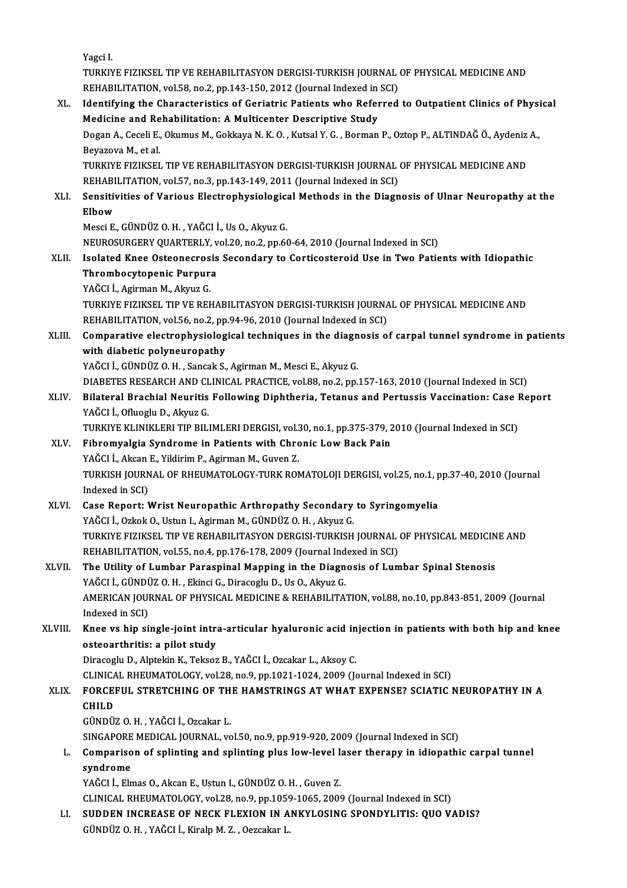Yagci I.
TURKIYE FIZIKSEL TIP VE REHABILITASYON DERGISI-TURKISH JOURNAL OF PHYSICAL MEDICINE AND REHABILITATION, vol.58, no.2, pp.143-150, 2012 (Journal Indexed in SCI)

XL. **Identifying the Characteristics of Geriatric Patients who Referred to Outpatient Clinics of Physical Medicine and Rehabilitation: A Multicenter Descriptive Study**
Dogan A., Ceceli E., Okumus M., Gokkaya N. K. O. , Kutsal Y. G. , Borman P., Oztop P., ALTINDAĞ Ö., Aydeniz A., Beyazova M., et al.
TURKIYE FIZIKSEL TIP VE REHABILITASYON DERGISI-TURKISH JOURNAL OF PHYSICAL MEDICINE AND REHABILITATION, vol.57, no.3, pp.143-149, 2011 (Journal Indexed in SCI)

XLI. **Sensitivities of Various Electrophysiological Methods in the Diagnosis of Ulnar Neuropathy at the Elbow**
Mesci E., GÜNDÜZ O. H. , YAĞCI İ., Us O., Akyuz G.
NEUROSURGERY QUARTERLY, vol.20, no.2, pp.60-64, 2010 (Journal Indexed in SCI)

XLII. **Isolated Knee Osteonecrosis Secondary to Corticosteroid Use in Two Patients with Idiopathic Thrombocytopenic Purpura**
YAĞCI İ., Agirman M., Akyuz G.
TURKIYE FIZIKSEL TIP VE REHABILITASYON DERGISI-TURKISH JOURNAL OF PHYSICAL MEDICINE AND REHABILITATION, vol.56, no.2, pp.94-96, 2010 (Journal Indexed in SCI)

XLIII. **Comparative electrophysiological techniques in the diagnosis of carpal tunnel syndrome in patients with diabetic polyneuropathy**
YAĞCI İ., GÜNDÜZ O. H. , Sancak S., Agirman M., Mesci E., Akyuz G.
DIABETES RESEARCH AND CLINICAL PRACTICE, vol.88, no.2, pp.157-163, 2010 (Journal Indexed in SCI)

XLIV. **Bilateral Brachial Neuritis Following Diphtheria, Tetanus and Pertussis Vaccination: Case Report**
YAĞCI İ., Ofluoglu D., Akyuz G.
TURKIYE KLINIKLERI TIP BILIMLERI DERGISI, vol.30, no.1, pp.375-379, 2010 (Journal Indexed in SCI)

XLV. **Fibromyalgia Syndrome in Patients with Chronic Low Back Pain**
YAĞCI İ., Akcan E., Yildirim P., Agirman M., Guven Z.
TURKISH JOURNAL OF RHEUMATOLOGY-TURK ROMATOLOJI DERGISI, vol.25, no.1, pp.37-40, 2010 (Journal Indexed in SCI)

XLVI. **Case Report: Wrist Neuropathic Arthropathy Secondary to Syringomyelia**
YAĞCI İ., Ozkok O., Ustun I., Agirman M., GÜNDÜZ O. H. , Akyuz G.
TURKIYE FIZIKSEL TIP VE REHABILITASYON DERGISI-TURKISH JOURNAL OF PHYSICAL MEDICINE AND REHABILITATION, vol.55, no.4, pp.176-178, 2009 (Journal Indexed in SCI)

XLVII. **The Utility of Lumbar Paraspinal Mapping in the Diagnosis of Lumbar Spinal Stenosis**
YAĞCI İ., GÜNDÜZ O. H. , Ekinci G., Diracoglu D., Us O., Akyuz G.
AMERICAN JOURNAL OF PHYSICAL MEDICINE & REHABILITATION, vol.88, no.10, pp.843-851, 2009 (Journal Indexed in SCI)

XLVIII. **Knee vs hip single-joint intra-articular hyaluronic acid injection in patients with both hip and knee osteoarthritis: a pilot study**
Diracoglu D., Alptekin K., Teksoz B., YAĞCI İ., Ozcakar L., Aksoy C.
CLINICAL RHEUMATOLOGY, vol.28, no.9, pp.1021-1024, 2009 (Journal Indexed in SCI)

XLIX. **FORCEFUL STRETCHING OF THE HAMSTRINGS AT WHAT EXPENSE? SCIATIC NEUROPATHY IN A CHILD**
GÜNDÜZ O. H. , YAĞCI İ., Ozcakar L.
SINGAPORE MEDICAL JOURNAL, vol.50, no.9, pp.919-920, 2009 (Journal Indexed in SCI)

L. **Comparison of splinting and splinting plus low-level laser therapy in idiopathic carpal tunnel syndrome**
YAĞCI İ., Elmas O., Akcan E., Ustun I., GÜNDÜZ O. H. , Guven Z.
CLINICAL RHEUMATOLOGY, vol.28, no.9, pp.1059-1065, 2009 (Journal Indexed in SCI)

LI. **SUDDEN INCREASE OF NECK FLEXION IN ANKYLOSING SPONDYLITIS: QUO VADIS?**
GÜNDÜZ O. H. , YAĞCI İ., Kiralp M. Z. , Oezcakar L.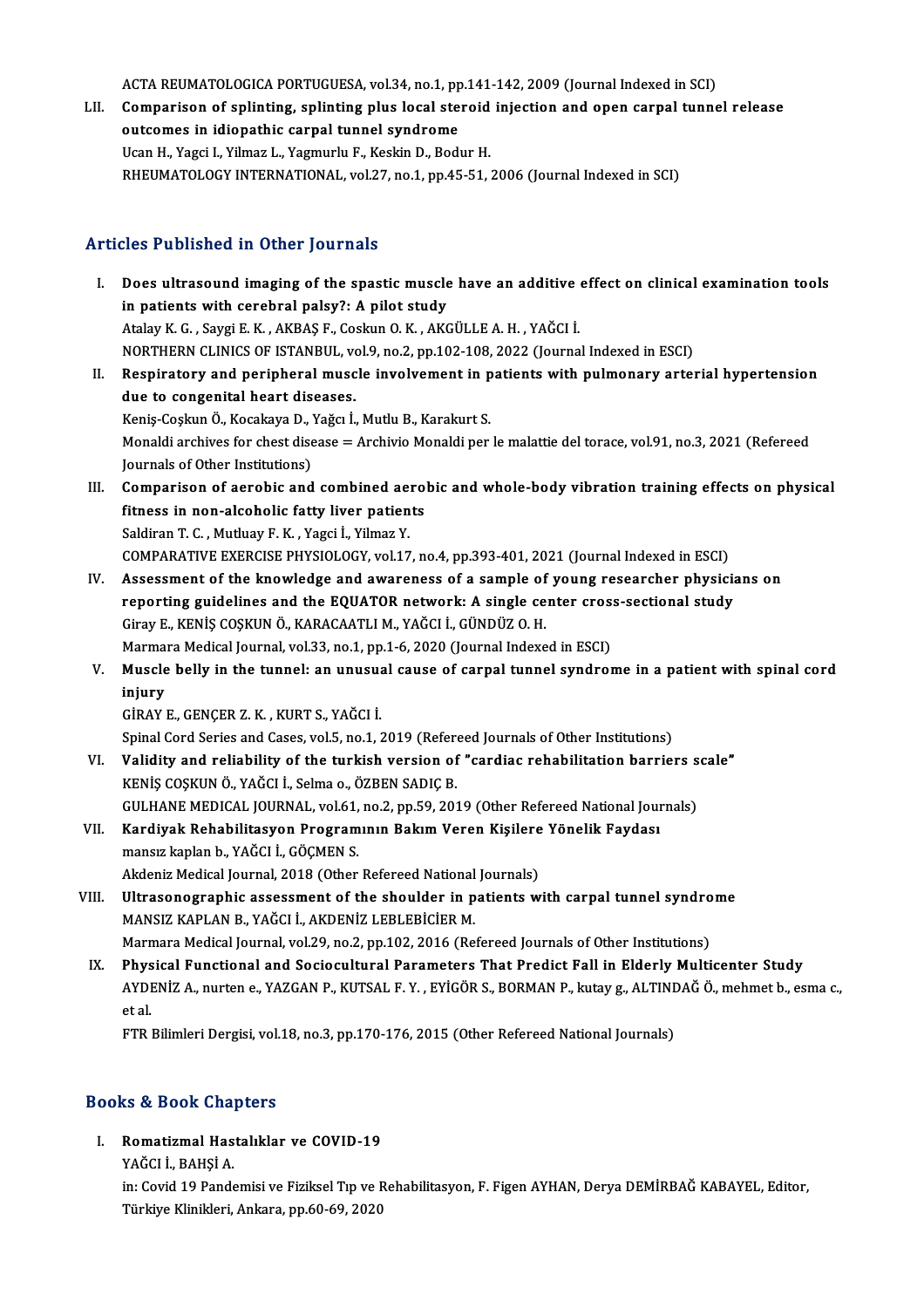ACTA REUMATOLOGICA PORTUGUESA, vol.34, no.1, pp.141-142, 2009 (Journal Indexed in SCI)

LII. **Comparison of splinting, splinting plus local steroid injection and open carpal tunnel release outcomes in idiopathic carpal tunnel syndrome**
Ucan H., Yagci I., Yilmaz L., Yagmurlu F., Keskin D., Bodur H.
RHEUMATOLOGY INTERNATIONAL, vol.27, no.1, pp.45-51, 2006 (Journal Indexed in SCI)

## Articles Published in Other Journals

I. **Does ultrasound imaging of the spastic muscle have an additive effect on clinical examination tools in patients with cerebral palsy?: A pilot study**
Atalay K. G. , Saygi E. K. , AKBAŞ F., Coskun O. K. , AKGÜLLE A. H. , YAĞCI İ.
NORTHERN CLINICS OF ISTANBUL, vol.9, no.2, pp.102-108, 2022 (Journal Indexed in ESCI)

II. **Respiratory and peripheral muscle involvement in patients with pulmonary arterial hypertension due to congenital heart diseases.**
Keniş-Coşkun Ö., Kocakaya D., Yağcı İ., Mutlu B., Karakurt S.
Monaldi archives for chest disease = Archivio Monaldi per le malattie del torace, vol.91, no.3, 2021 (Refereed Journals of Other Institutions)

III. **Comparison of aerobic and combined aerobic and whole-body vibration training effects on physical fitness in non-alcoholic fatty liver patients**
Saldiran T. C. , Mutluay F. K. , Yagci İ., Yilmaz Y.
COMPARATIVE EXERCISE PHYSIOLOGY, vol.17, no.4, pp.393-401, 2021 (Journal Indexed in ESCI)

IV. **Assessment of the knowledge and awareness of a sample of young researcher physicians on reporting guidelines and the EQUATOR network: A single center cross-sectional study**
Giray E., KENİŞ COŞKUN Ö., KARACAATLI M., YAĞCI İ., GÜNDÜZ O. H.
Marmara Medical Journal, vol.33, no.1, pp.1-6, 2020 (Journal Indexed in ESCI)

V. **Muscle belly in the tunnel: an unusual cause of carpal tunnel syndrome in a patient with spinal cord injury**
GİRAY E., GENÇER Z. K. , KURT S., YAĞCI İ.
Spinal Cord Series and Cases, vol.5, no.1, 2019 (Refereed Journals of Other Institutions)

VI. **Validity and reliability of the turkish version of "cardiac rehabilitation barriers scale"**
KENİŞ COŞKUN Ö., YAĞCI İ., Selma o., ÖZBEN SADIÇ B.
GULHANE MEDICAL JOURNAL, vol.61, no.2, pp.59, 2019 (Other Refereed National Journals)

VII. **Kardiyak Rehabilitasyon Programının Bakım Veren Kişilere Yönelik Faydası**
mansız kaplan b., YAĞCI İ., GÖÇMEN S.
Akdeniz Medical Journal, 2018 (Other Refereed National Journals)

VIII. **Ultrasonographic assessment of the shoulder in patients with carpal tunnel syndrome**
MANSIZ KAPLAN B., YAĞCI İ., AKDENİZ LEBLEBİCİER M.
Marmara Medical Journal, vol.29, no.2, pp.102, 2016 (Refereed Journals of Other Institutions)

IX. **Physical Functional and Sociocultural Parameters That Predict Fall in Elderly Multicenter Study**
AYDENİZ A., nurten e., YAZGAN P., KUTSAL F. Y. , EYİGÖR S., BORMAN P., kutay g., ALTINDAĞ Ö., mehmet b., esma c., et al.
FTR Bilimleri Dergisi, vol.18, no.3, pp.170-176, 2015 (Other Refereed National Journals)

## Books & Book Chapters

I. **Romatizmal Hastalıklar ve COVID-19**
YAĞCI İ., BAHŞİ A.
in: Covid 19 Pandemisi ve Fiziksel Tıp ve Rehabilitasyon, F. Figen AYHAN, Derya DEMİRBAĞ KABAYEL, Editor, Türkiye Klinikleri, Ankara, pp.60-69, 2020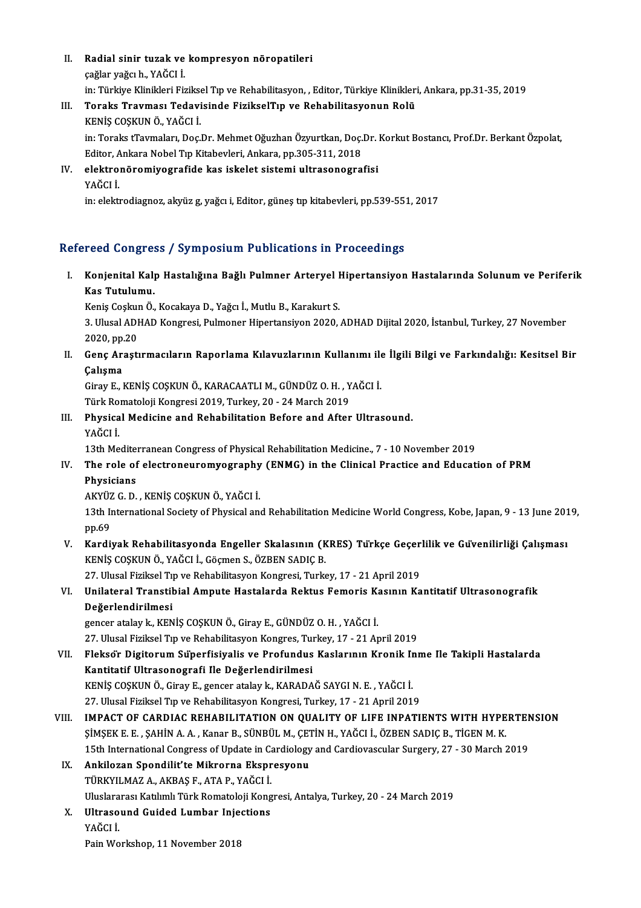II. **Radial sinir tuzak ve kompresyon nöropatileri**
çağlar yağcı h., YAĞCI İ.
in: Türkiye Klinikleri Fiziksel Tıp ve Rehabilitasyon, , Editor, Türkiye Klinikleri, Ankara, pp.31-35, 2019

III. **Toraks Travması Tedavisinde FizikselTıp ve Rehabilitasyonun Rolü**
KENİŞ COŞKUN Ö., YAĞCI İ.
in: Toraks tTavmaları, Doç.Dr. Mehmet Oğuzhan Özyurtkan, Doç.Dr. Korkut Bostancı, Prof.Dr. Berkant Özpolat, Editor, Ankara Nobel Tıp Kitabevleri, Ankara, pp.305-311, 2018

IV. **elektronöromiyografide kas iskelet sistemi ultrasonografisi**
YAĞCI İ.
in: elektrodiagnoz, akyüz g, yağcı i, Editor, güneş tıp kitabevleri, pp.539-551, 2017

## Refereed Congress / Symposium Publications in Proceedings

I. **Konjenital Kalp Hastalığına Bağlı Pulmner Arteryel Hipertansiyon Hastalarında Solunum ve Periferik Kas Tutulumu.**
Keniş Coşkun Ö., Kocakaya D., Yağcı İ., Mutlu B., Karakurt S.
3. Ulusal ADHAD Kongresi, Pulmoner Hipertansiyon 2020, ADHAD Dijital 2020, İstanbul, Turkey, 27 November 2020, pp.20

II. **Genç Araştırmacıların Raporlama Kılavuzlarının Kullanımı ile İlgili Bilgi ve Farkındalığı: Kesitsel Bir Çalışma**
Giray E., KENİŞ COŞKUN Ö., KARACAATLI M., GÜNDÜZ O. H. , YAĞCI İ.
Türk Romatoloji Kongresi 2019, Turkey, 20 - 24 March 2019

III. **Physical Medicine and Rehabilitation Before and After Ultrasound.**
YAĞCI İ.
13th Mediterranean Congress of Physical Rehabilitation Medicine., 7 - 10 November 2019

IV. **The role of electroneuromyography (ENMG) in the Clinical Practice and Education of PRM Physicians**
AKYÜZ G. D. , KENİŞ COŞKUN Ö., YAĞCI İ.
13th International Society of Physical and Rehabilitation Medicine World Congress, Kobe, Japan, 9 - 13 June 2019, pp.69

V. **Kardiyak Rehabilitasyonda Engeller Skalasının (KRES) Türkçe Geçerlilik ve Güvenilirliği Çalışması**
KENİŞ COŞKUN Ö., YAĞCI İ., Göçmen S., ÖZBEN SADIÇ B.
27. Ulusal Fiziksel Tıp ve Rehabilitasyon Kongresi, Turkey, 17 - 21 April 2019

VI. **Unilateral Transtibial Ampute Hastalarda Rektus Femoris Kasının Kantitatif Ultrasonografik Değerlendirilmesi**
gencer atalay k., KENİŞ COŞKUN Ö., Giray E., GÜNDÜZ O. H. , YAĞCI İ.
27. Ulusal Fiziksel Tıp ve Rehabilitasyon Kongres, Turkey, 17 - 21 April 2019

VII. **Fleksör Digitorum Süperfisiyalis ve Profundus Kaslarının Kronik İnme Ile Takipli Hastalarda Kantitatif Ultrasonografi Ile Değerlendirilmesi**
KENİŞ COŞKUN Ö., Giray E., gencer atalay k., KARADAĞ SAYGI N. E. , YAĞCI İ.
27. Ulusal Fiziksel Tıp ve Rehabilitasyon Kongresi, Turkey, 17 - 21 April 2019

VIII. **IMPACT OF CARDIAC REHABILITATION ON QUALITY OF LIFE INPATIENTS WITH HYPERTENSION**
ŞİMŞEK E. E. , ŞAHİN A. A. , Kanar B., SÜNBÜL M., ÇETİN H., YAĞCI İ., ÖZBEN SADIÇ B., TİGEN M. K.
15th International Congress of Update in Cardiology and Cardiovascular Surgery, 27 - 30 March 2019

IX. **Ankilozan Spondilit'te Mikrorna Ekspresyonu**
TÜRKYILMAZ A., AKBAŞ F., ATA P., YAĞCI İ.
Uluslararası Katılımlı Türk Romatoloji Kongresi, Antalya, Turkey, 20 - 24 March 2019

X. **Ultrasound Guided Lumbar Injections**
YAĞCI İ.
Pain Workshop, 11 November 2018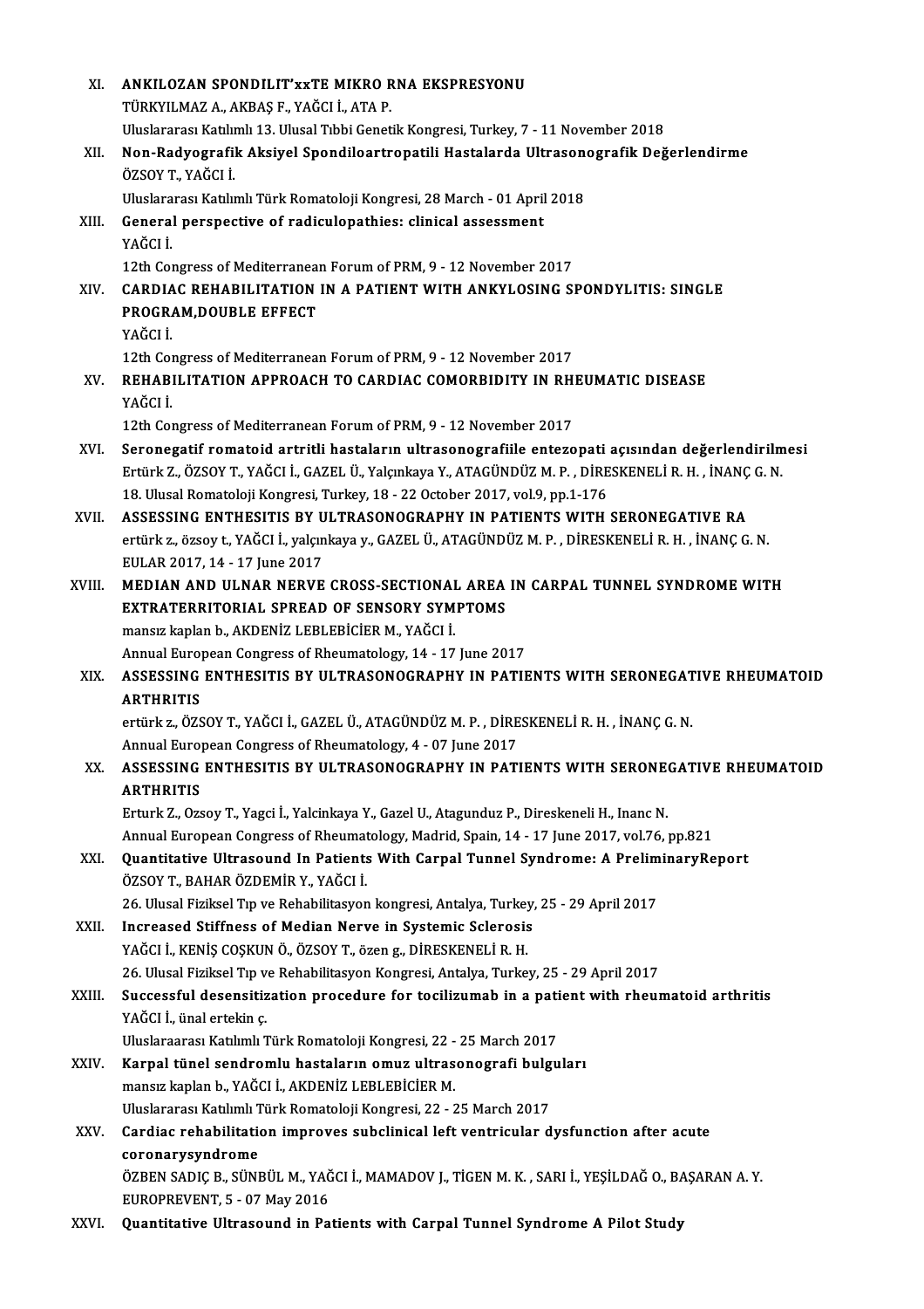XI. **ANKILOZAN SPONDILIT'xxTE MIKRO RNA EKSPRESYONU**
TÜRKYILMAZ A., AKBAŞ F., YAĞCI İ., ATA P.
Uluslararası Katılımlı 13. Ulusal Tıbbi Genetik Kongresi, Turkey, 7 - 11 November 2018

XII. **Non-Radyografik Aksiyel Spondiloartropatili Hastalarda Ultrasonografik Değerlendirme**
ÖZSOY T., YAĞCI İ.
Uluslararası Katılımlı Türk Romatoloji Kongresi, 28 March - 01 April 2018

XIII. **General perspective of radiculopathies: clinical assessment**
YAĞCI İ.
12th Congress of Mediterranean Forum of PRM, 9 - 12 November 2017

XIV. **CARDIAC REHABILITATION IN A PATIENT WITH ANKYLOSING SPONDYLITIS: SINGLE PROGRAM,DOUBLE EFFECT**
YAĞCI İ.
12th Congress of Mediterranean Forum of PRM, 9 - 12 November 2017

XV. **REHABILITATION APPROACH TO CARDIAC COMORBIDITY IN RHEUMATIC DISEASE**
YAĞCI İ.
12th Congress of Mediterranean Forum of PRM, 9 - 12 November 2017

XVI. **Seronegatif romatoid artritli hastaların ultrasonografiile entezopati açısından değerlendirilmesi**
Ertürk Z., ÖZSOY T., YAĞCI İ., GAZEL Ü., Yalçınkaya Y., ATAGÜNDÜZ M. P. , DİRESKENELİ R. H. , İNANÇ G. N.
18. Ulusal Romatoloji Kongresi, Turkey, 18 - 22 October 2017, vol.9, pp.1-176

XVII. **ASSESSING ENTHESITIS BY ULTRASONOGRAPHY IN PATIENTS WITH SERONEGATIVE RA**
ertürk z., özsoy t., YAĞCI İ., yalçınkaya y., GAZEL Ü., ATAGÜNDÜZ M. P. , DİRESKENELİ R. H. , İNANÇ G. N.
EULAR 2017, 14 - 17 June 2017

XVIII. **MEDIAN AND ULNAR NERVE CROSS-SECTIONAL AREA IN CARPAL TUNNEL SYNDROME WITH EXTRATERRITORIAL SPREAD OF SENSORY SYMPTOMS**
mansız kaplan b., AKDENİZ LEBLEBİCİER M., YAĞCI İ.
Annual European Congress of Rheumatology, 14 - 17 June 2017

XIX. **ASSESSING ENTHESITIS BY ULTRASONOGRAPHY IN PATIENTS WITH SERONEGATIVE RHEUMATOID ARTHRITIS**
ertürk z., ÖZSOY T., YAĞCI İ., GAZEL Ü., ATAGÜNDÜZ M. P. , DİRESKENELİ R. H. , İNANÇ G. N.
Annual European Congress of Rheumatology, 4 - 07 June 2017

XX. **ASSESSING ENTHESITIS BY ULTRASONOGRAPHY IN PATIENTS WITH SERONEGATIVE RHEUMATOID ARTHRITIS**
Erturk Z., Ozsoy T., Yagci İ., Yalcinkaya Y., Gazel U., Atagunduz P., Direskeneli H., Inanc N.
Annual European Congress of Rheumatology, Madrid, Spain, 14 - 17 June 2017, vol.76, pp.821

XXI. **Quantitative Ultrasound In Patients With Carpal Tunnel Syndrome: A PreliminaryReport**
ÖZSOY T., BAHAR ÖZDEMİR Y., YAĞCI İ.
26. Ulusal Fiziksel Tıp ve Rehabilitasyon kongresi, Antalya, Turkey, 25 - 29 April 2017

XXII. **Increased Stiffness of Median Nerve in Systemic Sclerosis**
YAĞCI İ., KENİŞ COŞKUN Ö., ÖZSOY T., özen g., DİRESKENELİ R. H.
26. Ulusal Fiziksel Tıp ve Rehabilitasyon Kongresi, Antalya, Turkey, 25 - 29 April 2017

XXIII. **Successful desensitization procedure for tocilizumab in a patient with rheumatoid arthritis**
YAĞCI İ., ünal ertekin ç.
Uluslaraarası Katılımlı Türk Romatoloji Kongresi, 22 - 25 March 2017

XXIV. **Karpal tünel sendromlu hastaların omuz ultrasonografi bulguları**
mansız kaplan b., YAĞCI İ., AKDENİZ LEBLEBİCİER M.
Uluslararası Katılımlı Türk Romatoloji Kongresi, 22 - 25 March 2017

XXV. **Cardiac rehabilitation improves subclinical left ventricular dysfunction after acute coronarysyndrome**
ÖZBEN SADIÇ B., SÜNBÜL M., YAĞCI İ., MAMADOV J., TİGEN M. K. , SARI İ., YEŞİLDAĞ O., BAŞARAN A. Y.
EUROPREVENT, 5 - 07 May 2016

XXVI. **Quantitative Ultrasound in Patients with Carpal Tunnel Syndrome A Pilot Study**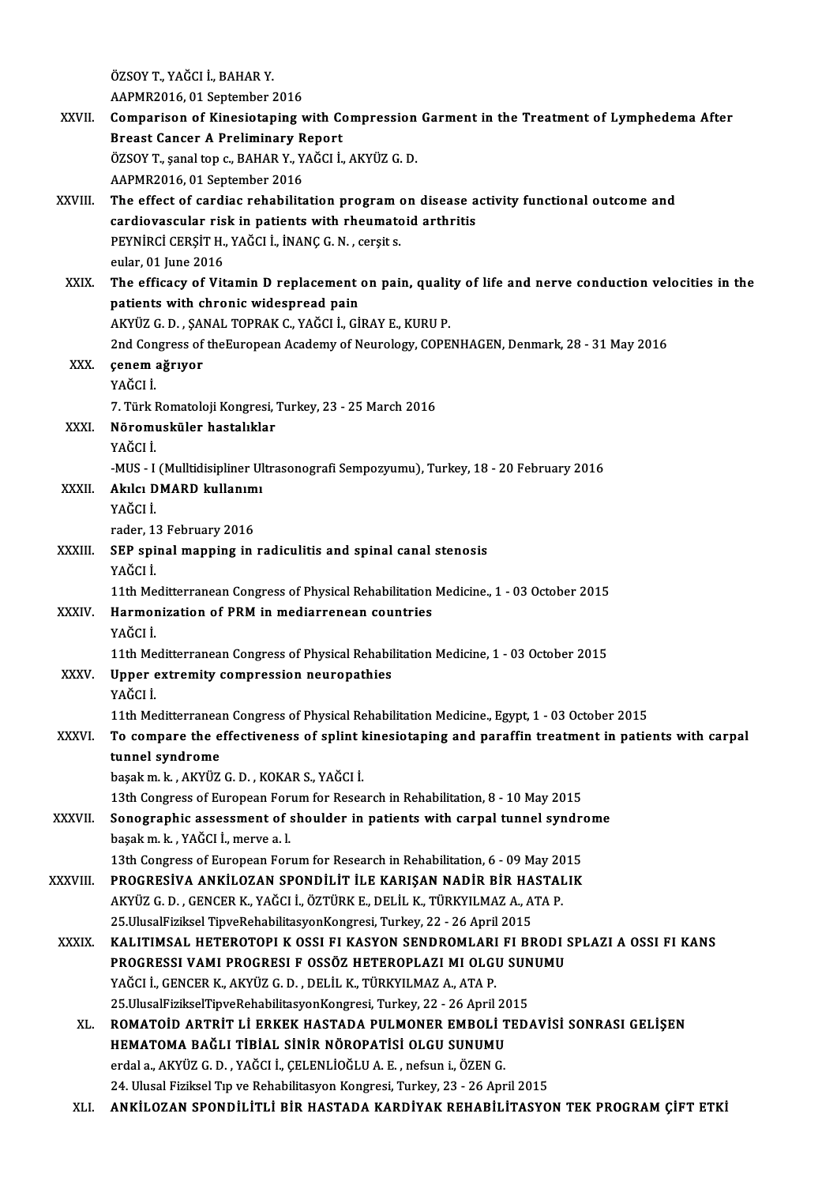ÖZSOY T., YAĞCI İ., BAHAR Y.
AAPMR2016, 01 September 2016

XXVII. **Comparison of Kinesiotaping with Compression Garment in the Treatment of Lymphedema After Breast Cancer A Preliminary Report**
ÖZSOY T., şanal top c., BAHAR Y., YAĞCI İ., AKYÜZ G. D.
AAPMR2016, 01 September 2016

XXVIII. **The effect of cardiac rehabilitation program on disease activity functional outcome and cardiovascular risk in patients with rheumatoid arthritis**
PEYNİRCİ CERŞİT H., YAĞCI İ., İNANÇ G. N. , cerşit s.
eular, 01 June 2016

XXIX. **The efficacy of Vitamin D replacement on pain, quality of life and nerve conduction velocities in the patients with chronic widespread pain**
AKYÜZ G. D. , ŞANAL TOPRAK C., YAĞCI İ., GİRAY E., KURU P.
2nd Congress of theEuropean Academy of Neurology, COPENHAGEN, Denmark, 28 - 31 May 2016

XXX. **çenem ağrıyor**
YAĞCI İ.
7. Türk Romatoloji Kongresi, Turkey, 23 - 25 March 2016

XXXI. **Nöromusküler hastalıklar**
YAĞCI İ.
-MUS - I (Mulltidisipliner Ultrasonografi Sempozyumu), Turkey, 18 - 20 February 2016

XXXII. **Akılcı DMARD kullanımı**
YAĞCI İ.
rader, 13 February 2016

XXXIII. **SEP spinal mapping in radiculitis and spinal canal stenosis**
YAĞCI İ.
11th Meditterranean Congress of Physical Rehabilitation Medicine., 1 - 03 October 2015

XXXIV. **Harmonization of PRM in mediarrenean countries**
YAĞCI İ.
11th Meditterranean Congress of Physical Rehabilitation Medicine, 1 - 03 October 2015

XXXV. **Upper extremity compression neuropathies**
YAĞCI İ.
11th Meditterranean Congress of Physical Rehabilitation Medicine., Egypt, 1 - 03 October 2015

XXXVI. **To compare the effectiveness of splint kinesiotaping and paraffin treatment in patients with carpal tunnel syndrome**
başak m. k. , AKYÜZ G. D. , KOKAR S., YAĞCI İ.
13th Congress of European Forum for Research in Rehabilitation, 8 - 10 May 2015

XXXVII. **Sonographic assessment of shoulder in patients with carpal tunnel syndrome**
başak m. k. , YAĞCI İ., merve a. l.
13th Congress of European Forum for Research in Rehabilitation, 6 - 09 May 2015

XXXVIII. **PROGRESİVA ANKİLOZAN SPONDİLİT İLE KARIŞAN NADİR BİR HASTALIK**
AKYÜZ G. D. , GENCER K., YAĞCI İ., ÖZTÜRK E., DELİL K., TÜRKYILMAZ A., ATA P.
25.UlusalFiziksel TipveRehabilitasyonKongresi, Turkey, 22 - 26 April 2015

XXXIX. **KALITIMSAL HETEROTOPI K OSSI FI KASYON SENDROMLARI FI BRODI SPLAZI A OSSI FI KANS PROGRESSI VAMI PROGRESI F OSSÖZ HETEROPLAZI MI OLGU SUNUMU**
YAĞCI İ., GENCER K., AKYÜZ G. D. , DELİL K., TÜRKYILMAZ A., ATA P.
25.UlusalFizikselTipveRehabilitasyonKongresi, Turkey, 22 - 26 April 2015

XL. **ROMATOİD ARTRİT Lİ ERKEK HASTADA PULMONER EMBOLİ TEDAVİSİ SONRASI GELİŞEN HEMATOMA BAĞLI TİBİAL SİNİR NÖROPATİSİ OLGU SUNUMU**
erdal a., AKYÜZ G. D. , YAĞCI İ., ÇELENLİOĞLU A. E. , nefsun i., ÖZEN G.
24. Ulusal Fiziksel Tıp ve Rehabilitasyon Kongresi, Turkey, 23 - 26 April 2015

XLI. **ANKİLOZAN SPONDİLİTLİ BİR HASTADA KARDİYAK REHABİLİTASYON TEK PROGRAM ÇİFT ETKİ**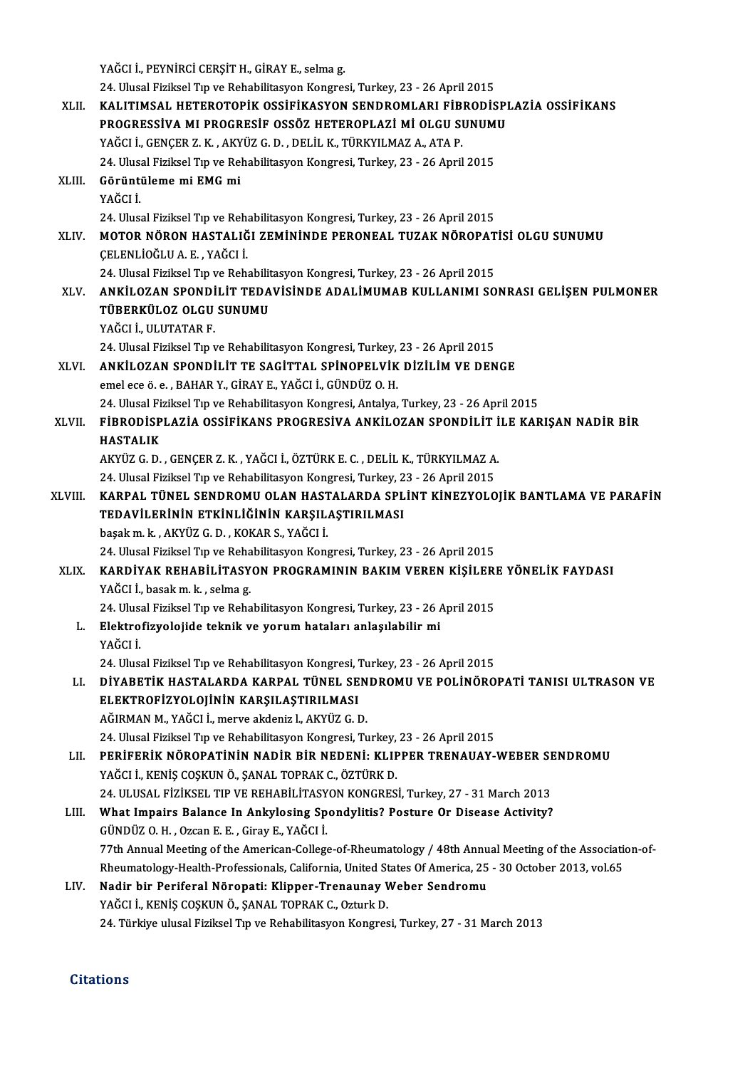YAĞCI İ., PEYNİRCİ CERŞİT H., GİRAY E., selma g.
24. Ulusal Fiziksel Tıp ve Rehabilitasyon Kongresi, Turkey, 23 - 26 April 2015

XLII. **KALITIMSAL HETEROTOPİK OSSİFİKASYON SENDROMLARI FİBRODİSPLAZİA OSSİFİKANS PROGRESSİVA MI PROGRESİF OSSÖZ HETEROPLAZİ Mİ OLGU SUNUMU**
YAĞCI İ., GENÇER Z. K. , AKYÜZ G. D. , DELİL K., TÜRKYILMAZ A., ATA P.
24. Ulusal Fiziksel Tıp ve Rehabilitasyon Kongresi, Turkey, 23 - 26 April 2015

XLIII. **Görüntüleme mi EMG mi**
YAĞCI İ.
24. Ulusal Fiziksel Tıp ve Rehabilitasyon Kongresi, Turkey, 23 - 26 April 2015

XLIV. **MOTOR NÖRON HASTALIĞI ZEMİNİNDE PERONEAL TUZAK NÖROPATİSİ OLGU SUNUMU**
ÇELENLİOĞLU A. E. , YAĞCI İ.
24. Ulusal Fiziksel Tıp ve Rehabilitasyon Kongresi, Turkey, 23 - 26 April 2015

XLV. **ANKİLOZAN SPONDİLİT TEDAVİSİNDE ADALİMUMAB KULLANIMI SONRASI GELİŞEN PULMONER TÜBERKÜLOZ OLGU SUNUMU**
YAĞCI İ., ULUTATAR F.
24. Ulusal Fiziksel Tıp ve Rehabilitasyon Kongresi, Turkey, 23 - 26 April 2015

XLVI. **ANKİLOZAN SPONDİLİT TE SAGİTTAL SPİNOPELVİK DİZİLİM VE DENGE**
emel ece ö. e. , BAHAR Y., GİRAY E., YAĞCI İ., GÜNDÜZ O. H.
24. Ulusal Fiziksel Tıp ve Rehabilitasyon Kongresi, Antalya, Turkey, 23 - 26 April 2015

XLVII. **FİBRODİSPLAZİA OSSİFİKANS PROGRESİVA ANKİLOZAN SPONDİLİT İLE KARIŞAN NADİR BİR HASTALIK**
AKYÜZ G. D. , GENÇER Z. K. , YAĞCI İ., ÖZTÜRK E. C. , DELİL K., TÜRKYILMAZ A.
24. Ulusal Fiziksel Tıp ve Rehabilitasyon Kongresi, Turkey, 23 - 26 April 2015

XLVIII. **KARPAL TÜNEL SENDROMU OLAN HASTALARDA SPLİNT KİNEZYOLOJİK BANTLAMA VE PARAFİN TEDAVİLERİNİN ETKİNLİĞİNİN KARŞILAŞTIRILMASI**
başak m. k. , AKYÜZ G. D. , KOKAR S., YAĞCI İ.
24. Ulusal Fiziksel Tıp ve Rehabilitasyon Kongresi, Turkey, 23 - 26 April 2015

XLIX. **KARDİYAK REHABİLİTASYON PROGRAMININ BAKIM VEREN KİŞİLERE YÖNELİK FAYDASI**
YAĞCI İ., basak m. k. , selma g.
24. Ulusal Fiziksel Tıp ve Rehabilitasyon Kongresi, Turkey, 23 - 26 April 2015

L. **Elektrofizyolojide teknik ve yorum hataları anlaşılabilir mi**
YAĞCI İ.
24. Ulusal Fiziksel Tıp ve Rehabilitasyon Kongresi, Turkey, 23 - 26 April 2015

LI. **DİYABETİK HASTALARDA KARPAL TÜNEL SENDROMU VE POLİNÖROPATİ TANISI ULTRASON VE ELEKTROFİZYOLOJİNİN KARŞILAŞTIRILMASI**
AĞIRMAN M., YAĞCI İ., merve akdeniz l., AKYÜZ G. D.
24. Ulusal Fiziksel Tıp ve Rehabilitasyon Kongresi, Turkey, 23 - 26 April 2015

LII. **PERİFERİK NÖROPATİNİN NADİR BİR NEDENİ: KLIPPER TRENAUAY-WEBER SENDROMU**
YAĞCI İ., KENİŞ COŞKUN Ö., ŞANAL TOPRAK C., ÖZTÜRK D.
24. ULUSAL FİZİKSEL TIP VE REHABİLİTASYON KONGRESİ, Turkey, 27 - 31 March 2013

LIII. **What Impairs Balance In Ankylosing Spondylitis? Posture Or Disease Activity?**
GÜNDÜZ O. H. , Ozcan E. E. , Giray E., YAĞCI İ.
77th Annual Meeting of the American-College-of-Rheumatology / 48th Annual Meeting of the Association-of-Rheumatology-Health-Professionals, California, United States Of America, 25 - 30 October 2013, vol.65

LIV. **Nadir bir Periferal Nöropati: Klipper-Trenaunay Weber Sendromu**
YAĞCI İ., KENİŞ COŞKUN Ö., ŞANAL TOPRAK C., Ozturk D.
24. Türkiye ulusal Fiziksel Tıp ve Rehabilitasyon Kongresi, Turkey, 27 - 31 March 2013

## Citations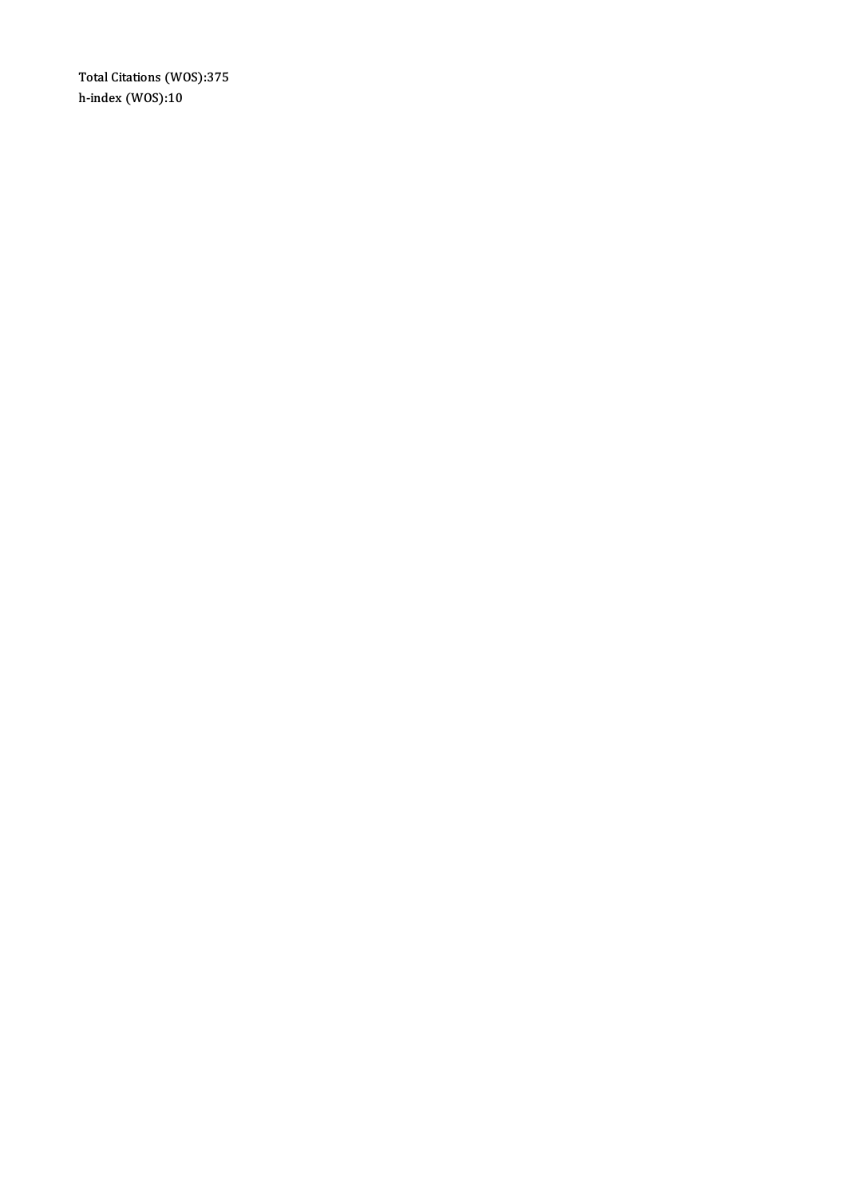Total Citations (WOS):375
h-index (WOS):10